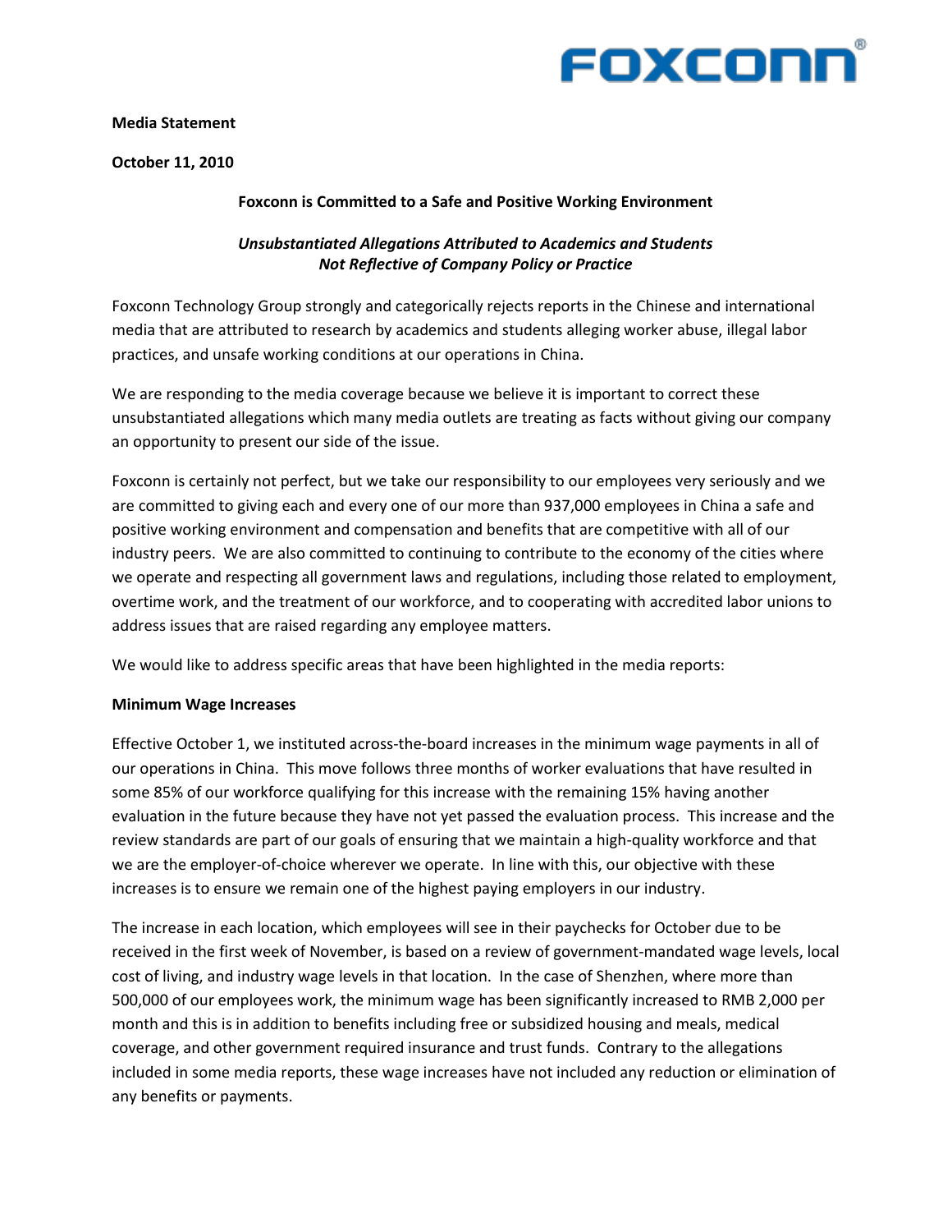**Media Statement**

**October 11, 2010**

## Foxconn is Committed to a Safe and Positive Working Environment

### *Unsubstantiated Allegations Attributed to Academics and Students Not Reflective of Company Policy or Practice*

Foxconn Technology Group strongly and categorically rejects reports in the Chinese and international media that are attributed to research by academics and students alleging worker abuse, illegal labor practices, and unsafe working conditions at our operations in China.

We are responding to the media coverage because we believe it is important to correct these unsubstantiated allegations which many media outlets are treating as facts without giving our company an opportunity to present our side of the issue.

Foxconn is certainly not perfect, but we take our responsibility to our employees very seriously and we are committed to giving each and every one of our more than 937,000 employees in China a safe and positive working environment and compensation and benefits that are competitive with all of our industry peers. We are also committed to continuing to contribute to the economy of the cities where we operate and respecting all government laws and regulations, including those related to employment, overtime work, and the treatment of our workforce, and to cooperating with accredited labor unions to address issues that are raised regarding any employee matters.

We would like to address specific areas that have been highlighted in the media reports:

**Minimum Wage Increases**

Effective October 1, we instituted across-the-board increases in the minimum wage payments in all of our operations in China. This move follows three months of worker evaluations that have resulted in some 85% of our workforce qualifying for this increase with the remaining 15% having another evaluation in the future because they have not yet passed the evaluation process. This increase and the review standards are part of our goals of ensuring that we maintain a high-quality workforce and that we are the employer-of-choice wherever we operate. In line with this, our objective with these increases is to ensure we remain one of the highest paying employers in our industry.

The increase in each location, which employees will see in their paychecks for October due to be received in the first week of November, is based on a review of government-mandated wage levels, local cost of living, and industry wage levels in that location. In the case of Shenzhen, where more than 500,000 of our employees work, the minimum wage has been significantly increased to RMB 2,000 per month and this is in addition to benefits including free or subsidized housing and meals, medical coverage, and other government required insurance and trust funds. Contrary to the allegations included in some media reports, these wage increases have not included any reduction or elimination of any benefits or payments.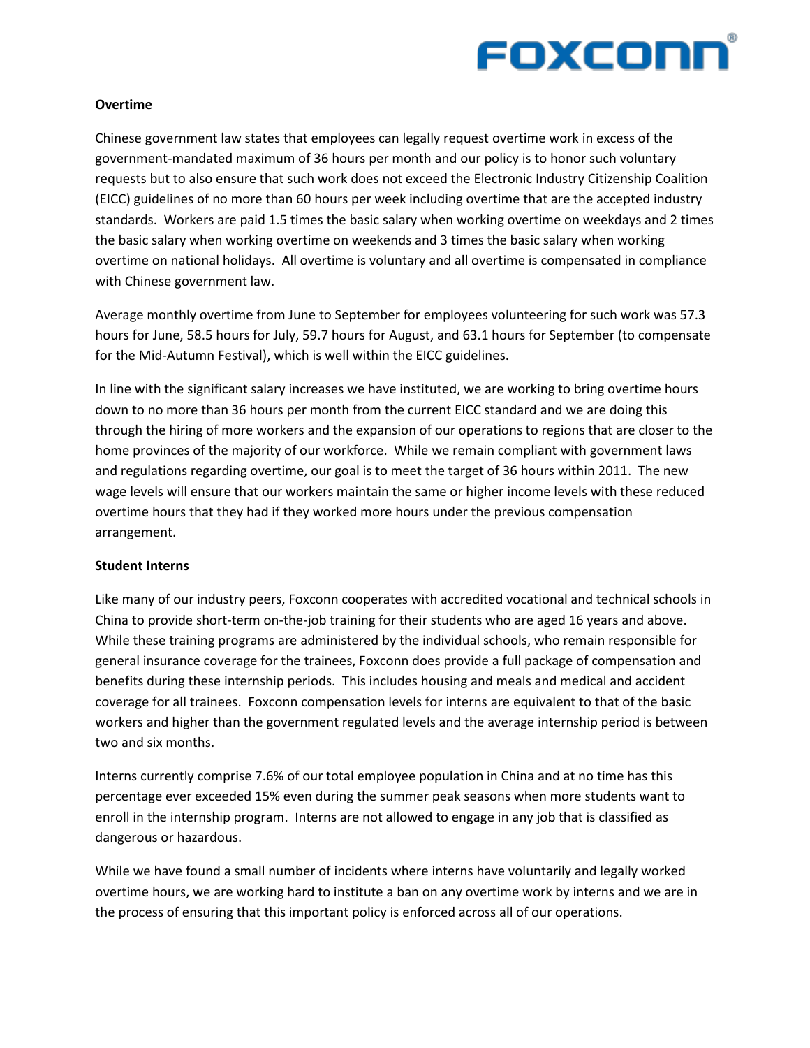**Overtime**

Chinese government law states that employees can legally request overtime work in excess of the government-mandated maximum of 36 hours per month and our policy is to honor such voluntary requests but to also ensure that such work does not exceed the Electronic Industry Citizenship Coalition (EICC) guidelines of no more than 60 hours per week including overtime that are the accepted industry standards. Workers are paid 1.5 times the basic salary when working overtime on weekdays and 2 times the basic salary when working overtime on weekends and 3 times the basic salary when working overtime on national holidays. All overtime is voluntary and all overtime is compensated in compliance with Chinese government law.

Average monthly overtime from June to September for employees volunteering for such work was 57.3 hours for June, 58.5 hours for July, 59.7 hours for August, and 63.1 hours for September (to compensate for the Mid-Autumn Festival), which is well within the EICC guidelines.

In line with the significant salary increases we have instituted, we are working to bring overtime hours down to no more than 36 hours per month from the current EICC standard and we are doing this through the hiring of more workers and the expansion of our operations to regions that are closer to the home provinces of the majority of our workforce. While we remain compliant with government laws and regulations regarding overtime, our goal is to meet the target of 36 hours within 2011. The new wage levels will ensure that our workers maintain the same or higher income levels with these reduced overtime hours that they had if they worked more hours under the previous compensation arrangement.

**Student Interns**

Like many of our industry peers, Foxconn cooperates with accredited vocational and technical schools in China to provide short-term on-the-job training for their students who are aged 16 years and above. While these training programs are administered by the individual schools, who remain responsible for general insurance coverage for the trainees, Foxconn does provide a full package of compensation and benefits during these internship periods. This includes housing and meals and medical and accident coverage for all trainees. Foxconn compensation levels for interns are equivalent to that of the basic workers and higher than the government regulated levels and the average internship period is between two and six months.

Interns currently comprise 7.6% of our total employee population in China and at no time has this percentage ever exceeded 15% even during the summer peak seasons when more students want to enroll in the internship program. Interns are not allowed to engage in any job that is classified as dangerous or hazardous.

While we have found a small number of incidents where interns have voluntarily and legally worked overtime hours, we are working hard to institute a ban on any overtime work by interns and we are in the process of ensuring that this important policy is enforced across all of our operations.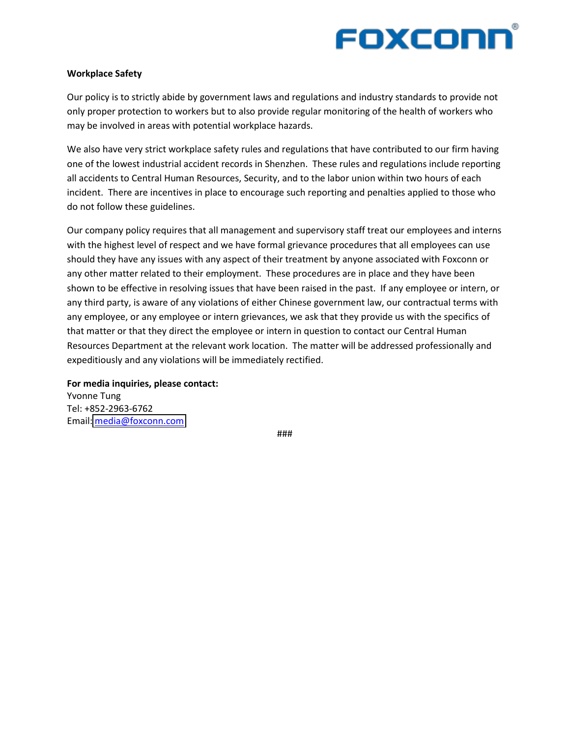**Workplace Safety**

Our policy is to strictly abide by government laws and regulations and industry standards to provide not only proper protection to workers but to also provide regular monitoring of the health of workers who may be involved in areas with potential workplace hazards.

We also have very strict workplace safety rules and regulations that have contributed to our firm having one of the lowest industrial accident records in Shenzhen. These rules and regulations include reporting all accidents to Central Human Resources, Security, and to the labor union within two hours of each incident. There are incentives in place to encourage such reporting and penalties applied to those who do not follow these guidelines.

Our company policy requires that all management and supervisory staff treat our employees and interns with the highest level of respect and we have formal grievance procedures that all employees can use should they have any issues with any aspect of their treatment by anyone associated with Foxconn or any other matter related to their employment. These procedures are in place and they have been shown to be effective in resolving issues that have been raised in the past. If any employee or intern, or any third party, is aware of any violations of either Chinese government law, our contractual terms with any employee, or any employee or intern grievances, we ask that they provide us with the specifics of that matter or that they direct the employee or intern in question to contact our Central Human Resources Department at the relevant work location. The matter will be addressed professionally and expeditiously and any violations will be immediately rectified.

**For media inquiries, please contact:**
Yvonne Tung
Tel: +852-2963-6762
Email: media@foxconn.com

###